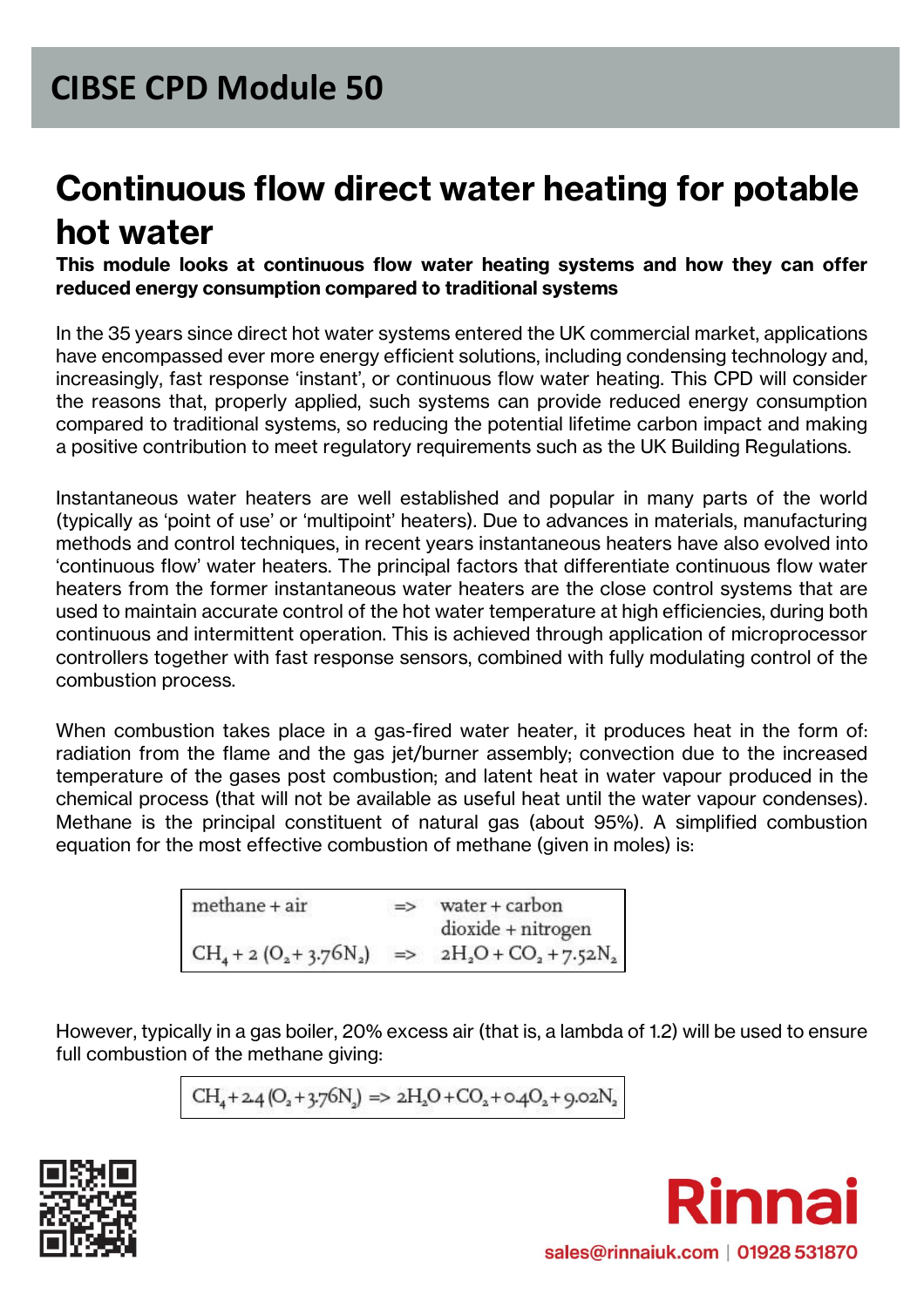# CIBSE CPD Module 50

## Continuous flow direct water heating for potable hot water

**This module looks at continuous flow water heating systems and how they can offer reduced energy consumption compared to traditional systems**

In the 35 years since direct hot water systems entered the UK commercial market, applications have encompassed ever more energy efficient solutions, including condensing technology and, increasingly, fast response ‘instant’, or continuous flow water heating. This CPD will consider the reasons that, properly applied, such systems can provide reduced energy consumption compared to traditional systems, so reducing the potential lifetime carbon impact and making a positive contribution to meet regulatory requirements such as the UK Building Regulations.

Instantaneous water heaters are well established and popular in many parts of the world (typically as ‘point of use’ or ‘multipoint’ heaters). Due to advances in materials, manufacturing methods and control techniques, in recent years instantaneous heaters have also evolved into ‘continuous flow’ water heaters. The principal factors that differentiate continuous flow water heaters from the former instantaneous water heaters are the close control systems that are used to maintain accurate control of the hot water temperature at high efficiencies, during both continuous and intermittent operation. This is achieved through application of microprocessor controllers together with fast response sensors, combined with fully modulating control of the combustion process.

When combustion takes place in a gas-fired water heater, it produces heat in the form of: radiation from the flame and the gas jet/burner assembly; convection due to the increased temperature of the gases post combustion; and latent heat in water vapour produced in the chemical process (that will not be available as useful heat until the water vapour condenses). Methane is the principal constituent of natural gas (about 95%). A simplified combustion equation for the most effective combustion of methane (given in moles) is:

| | | |
|---|---|---|
| methane + air | => | water + carbon dioxide + nitrogen |
| $CH_4 + 2\,(O_2 + 3.76N_2)$ | => | $2H_2O + CO_2 + 7.52N_2$ |

However, typically in a gas boiler, 20% excess air (that is, a lambda of 1.2) will be used to ensure full combustion of the methane giving:

$$CH_4 + 2.4\,(O_2 + 3.76N_2) \Rightarrow 2H_2O + CO_2 + 0.4O_2 + 9.02N_2$$

Rinnai

sales@rinnaiuk.com | 01928 531870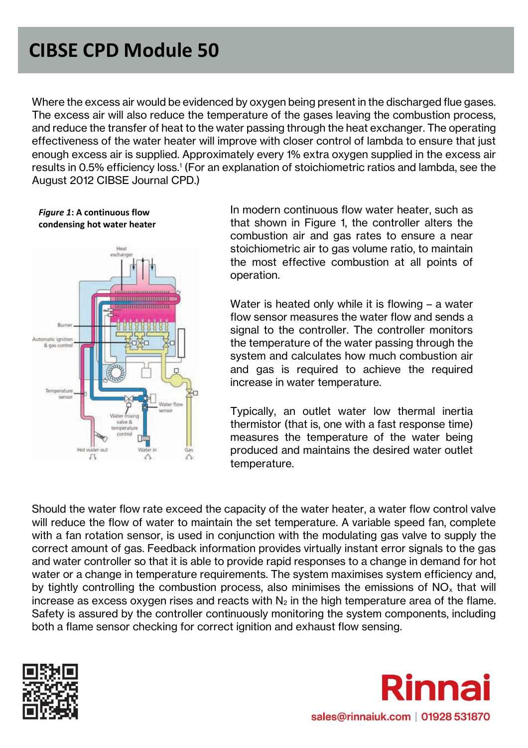Where the excess air would be evidenced by oxygen being present in the discharged flue gases. The excess air will also reduce the temperature of the gases leaving the combustion process, and reduce the transfer of heat to the water passing through the heat exchanger. The operating effectiveness of the water heater will improve with closer control of lambda to ensure that just enough excess air is supplied. Approximately every 1% extra oxygen supplied in the excess air results in 0.5% efficiency loss.[1] (For an explanation of stoichiometric ratios and lambda, see the August 2012 CIBSE Journal CPD.)

***Figure 1*: A continuous flow condensing hot water heater**

In modern continuous flow water heater, such as that shown in Figure 1, the controller alters the combustion air and gas rates to ensure a near stoichiometric air to gas volume ratio, to maintain the most effective combustion at all points of operation.

Water is heated only while it is flowing – a water flow sensor measures the water flow and sends a signal to the controller. The controller monitors the temperature of the water passing through the system and calculates how much combustion air and gas is required to achieve the required increase in water temperature.

Typically, an outlet water low thermal inertia thermistor (that is, one with a fast response time) measures the temperature of the water being produced and maintains the desired water outlet temperature.

Should the water flow rate exceed the capacity of the water heater, a water flow control valve will reduce the flow of water to maintain the set temperature. A variable speed fan, complete with a fan rotation sensor, is used in conjunction with the modulating gas valve to supply the correct amount of gas. Feedback information provides virtually instant error signals to the gas and water controller so that it is able to provide rapid responses to a change in demand for hot water or a change in temperature requirements. The system maximises system efficiency and, by tightly controlling the combustion process, also minimises the emissions of $NO_x$ that will increase as excess oxygen rises and reacts with $N_2$ in the high temperature area of the flame. Safety is assured by the controller continuously monitoring the system components, including both a flame sensor checking for correct ignition and exhaust flow sensing.

**Rinnai**

sales@rinnaiuk.com | 01928 531870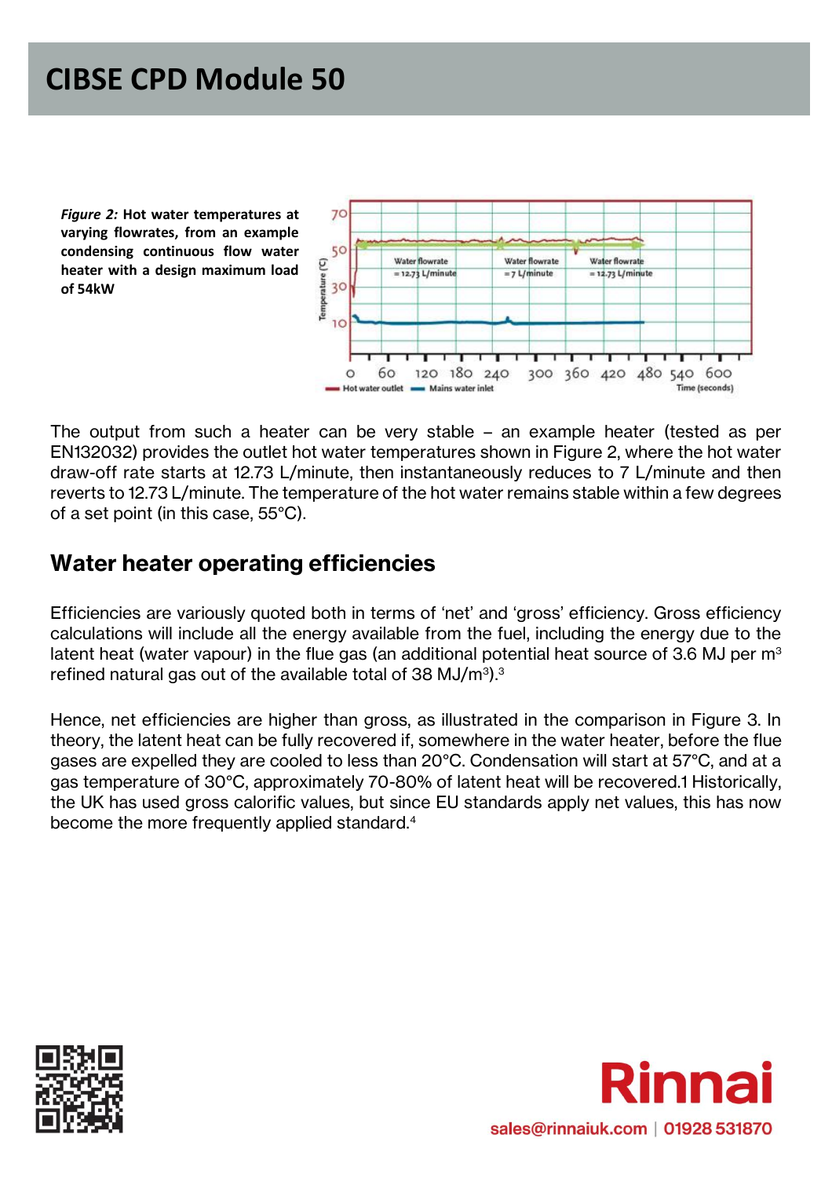# CIBSE CPD Module 50

*Figure 2:* **Hot water temperatures at varying flowrates, from an example condensing continuous flow water heater with a design maximum load of 54kW**

The output from such a heater can be very stable – an example heater (tested as per EN132032) provides the outlet hot water temperatures shown in Figure 2, where the hot water draw-off rate starts at 12.73 L/minute, then instantaneously reduces to 7 L/minute and then reverts to 12.73 L/minute. The temperature of the hot water remains stable within a few degrees of a set point (in this case, 55°C).

## Water heater operating efficiencies

Efficiencies are variously quoted both in terms of 'net' and 'gross' efficiency. Gross efficiency calculations will include all the energy available from the fuel, including the energy due to the latent heat (water vapour) in the flue gas (an additional potential heat source of 3.6 MJ per $m^3$ refined natural gas out of the available total of 38 MJ/$m^3$).[3]

Hence, net efficiencies are higher than gross, as illustrated in the comparison in Figure 3. In theory, the latent heat can be fully recovered if, somewhere in the water heater, before the flue gases are expelled they are cooled to less than 20°C. Condensation will start at 57°C, and at a gas temperature of 30°C, approximately 70-80% of latent heat will be recovered.1 Historically, the UK has used gross calorific values, but since EU standards apply net values, this has now become the more frequently applied standard.[4]

sales@rinnaiuk.com | 01928 531870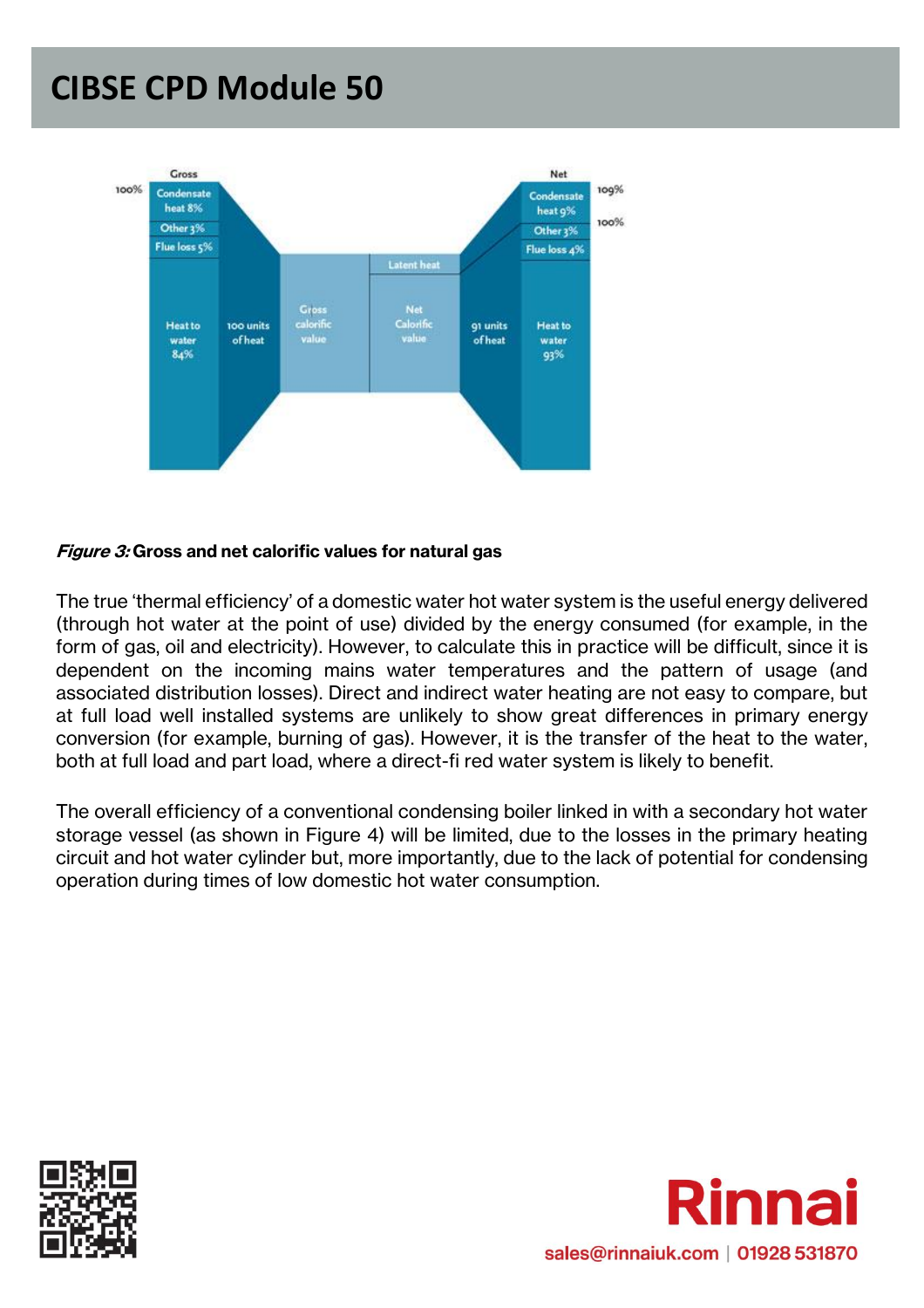*Figure 3:* **Gross and net calorific values for natural gas**

The true 'thermal efficiency' of a domestic water hot water system is the useful energy delivered (through hot water at the point of use) divided by the energy consumed (for example, in the form of gas, oil and electricity). However, to calculate this in practice will be difficult, since it is dependent on the incoming mains water temperatures and the pattern of usage (and associated distribution losses). Direct and indirect water heating are not easy to compare, but at full load well installed systems are unlikely to show great differences in primary energy conversion (for example, burning of gas). However, it is the transfer of the heat to the water, both at full load and part load, where a direct-fi red water system is likely to benefit.

The overall efficiency of a conventional condensing boiler linked in with a secondary hot water storage vessel (as shown in Figure 4) will be limited, due to the losses in the primary heating circuit and hot water cylinder but, more importantly, due to the lack of potential for condensing operation during times of low domestic hot water consumption.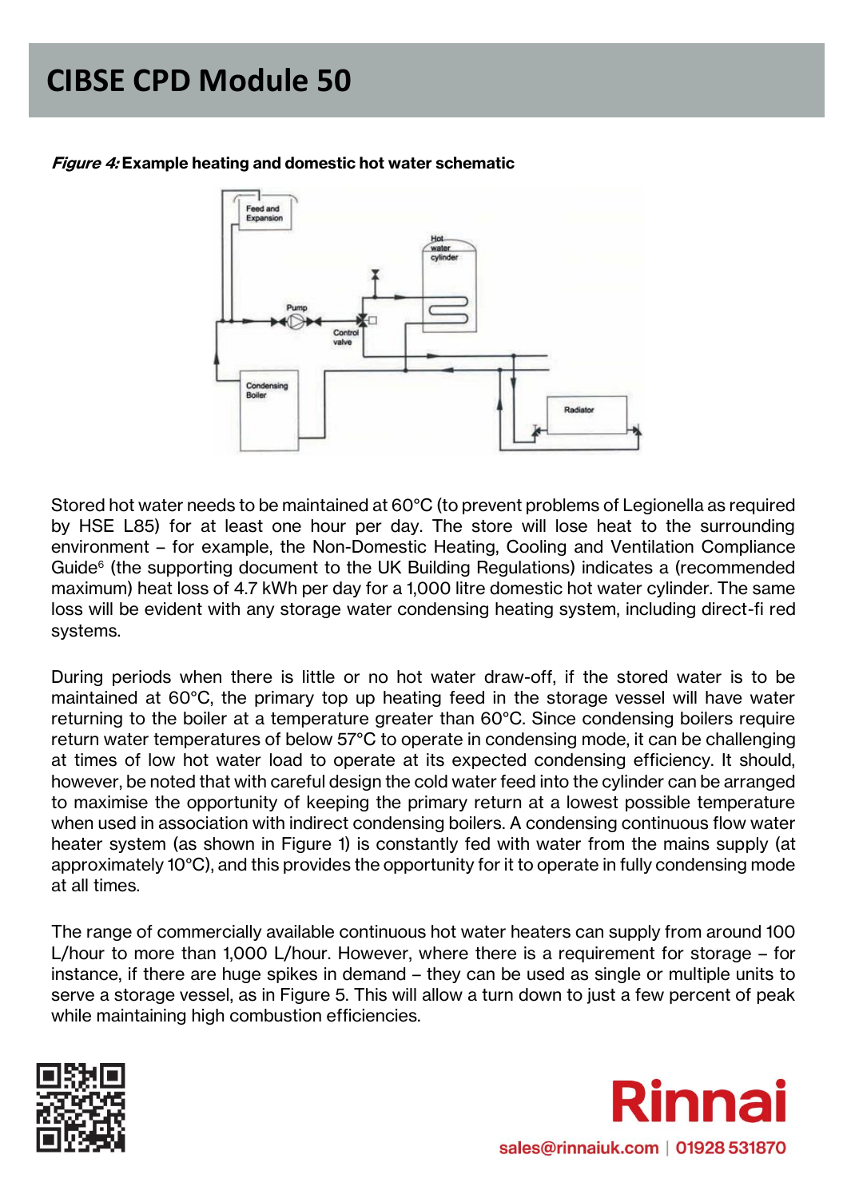*Figure 4:* **Example heating and domestic hot water schematic**

Stored hot water needs to be maintained at 60°C (to prevent problems of Legionella as required by HSE L85) for at least one hour per day. The store will lose heat to the surrounding environment – for example, the Non-Domestic Heating, Cooling and Ventilation Compliance Guide[6] (the supporting document to the UK Building Regulations) indicates a (recommended maximum) heat loss of 4.7 kWh per day for a 1,000 litre domestic hot water cylinder. The same loss will be evident with any storage water condensing heating system, including direct-fi red systems.

During periods when there is little or no hot water draw-off, if the stored water is to be maintained at 60°C, the primary top up heating feed in the storage vessel will have water returning to the boiler at a temperature greater than 60°C. Since condensing boilers require return water temperatures of below 57°C to operate in condensing mode, it can be challenging at times of low hot water load to operate at its expected condensing efficiency. It should, however, be noted that with careful design the cold water feed into the cylinder can be arranged to maximise the opportunity of keeping the primary return at a lowest possible temperature when used in association with indirect condensing boilers. A condensing continuous flow water heater system (as shown in Figure 1) is constantly fed with water from the mains supply (at approximately 10°C), and this provides the opportunity for it to operate in fully condensing mode at all times.

The range of commercially available continuous hot water heaters can supply from around 100 L/hour to more than 1,000 L/hour. However, where there is a requirement for storage – for instance, if there are huge spikes in demand – they can be used as single or multiple units to serve a storage vessel, as in Figure 5. This will allow a turn down to just a few percent of peak while maintaining high combustion efficiencies.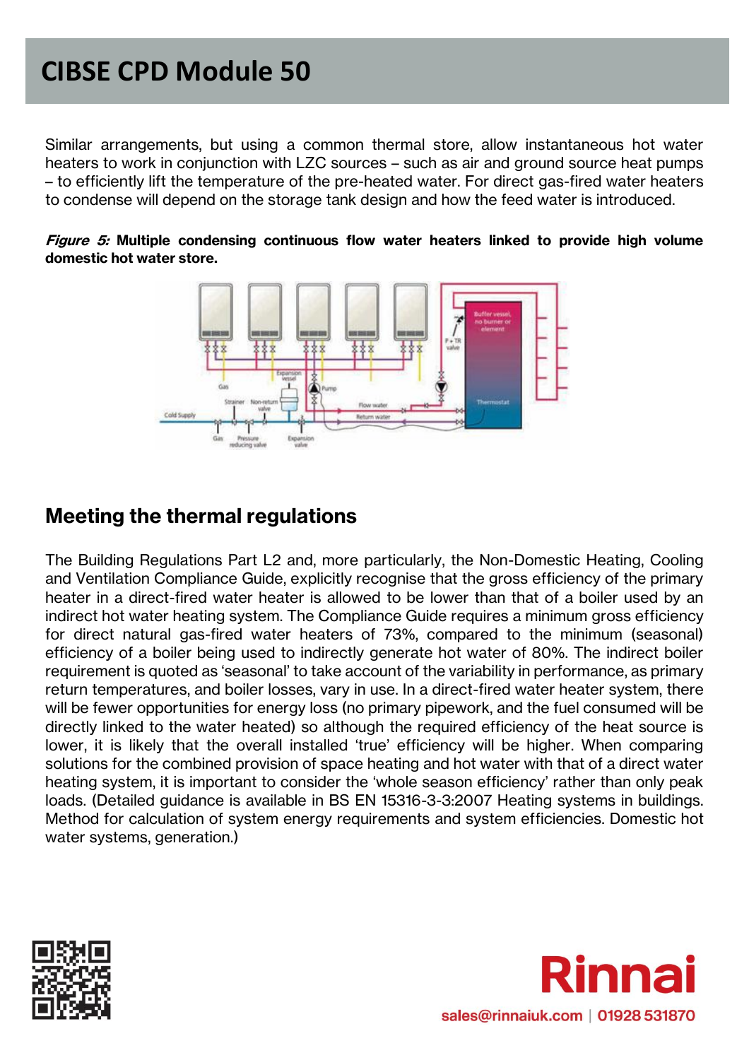Similar arrangements, but using a common thermal store, allow instantaneous hot water heaters to work in conjunction with LZC sources – such as air and ground source heat pumps – to efficiently lift the temperature of the pre-heated water. For direct gas-fired water heaters to condense will depend on the storage tank design and how the feed water is introduced.

***Figure 5:*** **Multiple condensing continuous flow water heaters linked to provide high volume domestic hot water store.**

## Meeting the thermal regulations

The Building Regulations Part L2 and, more particularly, the Non-Domestic Heating, Cooling and Ventilation Compliance Guide, explicitly recognise that the gross efficiency of the primary heater in a direct-fired water heater is allowed to be lower than that of a boiler used by an indirect hot water heating system. The Compliance Guide requires a minimum gross efficiency for direct natural gas-fired water heaters of 73%, compared to the minimum (seasonal) efficiency of a boiler being used to indirectly generate hot water of 80%. The indirect boiler requirement is quoted as 'seasonal' to take account of the variability in performance, as primary return temperatures, and boiler losses, vary in use. In a direct-fired water heater system, there will be fewer opportunities for energy loss (no primary pipework, and the fuel consumed will be directly linked to the water heated) so although the required efficiency of the heat source is lower, it is likely that the overall installed 'true' efficiency will be higher. When comparing solutions for the combined provision of space heating and hot water with that of a direct water heating system, it is important to consider the 'whole season efficiency' rather than only peak loads. (Detailed guidance is available in BS EN 15316-3-3:2007 Heating systems in buildings. Method for calculation of system energy requirements and system efficiencies. Domestic hot water systems, generation.)

**Rinnai**

sales@rinnaiuk.com | 01928 531870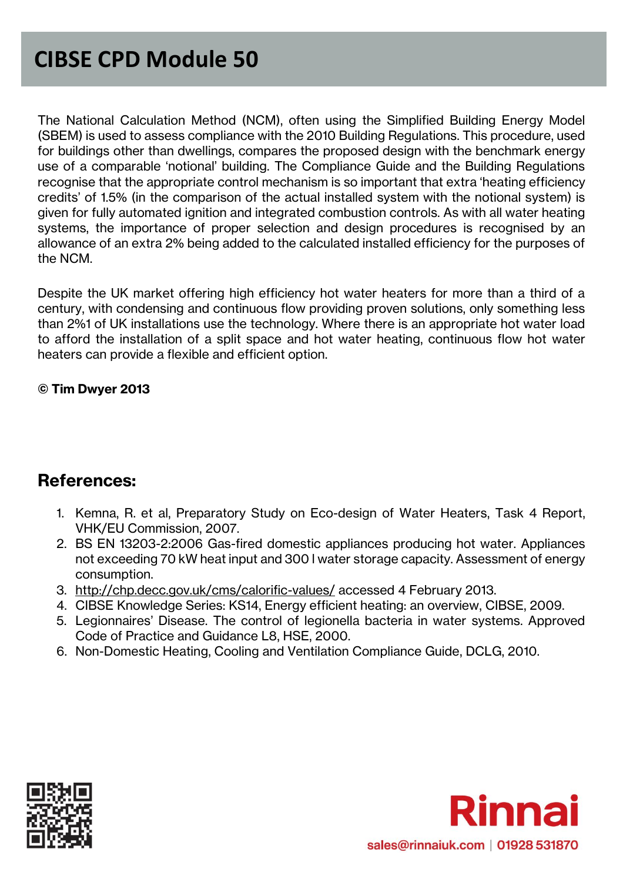# CIBSE CPD Module 50

The National Calculation Method (NCM), often using the Simplified Building Energy Model (SBEM) is used to assess compliance with the 2010 Building Regulations. This procedure, used for buildings other than dwellings, compares the proposed design with the benchmark energy use of a comparable 'notional' building. The Compliance Guide and the Building Regulations recognise that the appropriate control mechanism is so important that extra 'heating efficiency credits' of 1.5% (in the comparison of the actual installed system with the notional system) is given for fully automated ignition and integrated combustion controls. As with all water heating systems, the importance of proper selection and design procedures is recognised by an allowance of an extra 2% being added to the calculated installed efficiency for the purposes of the NCM.

Despite the UK market offering high efficiency hot water heaters for more than a third of a century, with condensing and continuous flow providing proven solutions, only something less than 2%[1] of UK installations use the technology. Where there is an appropriate hot water load to afford the installation of a split space and hot water heating, continuous flow hot water heaters can provide a flexible and efficient option.

**© Tim Dwyer 2013**

## References:

1. Kemna, R. et al, Preparatory Study on Eco-design of Water Heaters, Task 4 Report, VHK/EU Commission, 2007.
2. BS EN 13203-2:2006 Gas-fired domestic appliances producing hot water. Appliances not exceeding 70 kW heat input and 300 l water storage capacity. Assessment of energy consumption.
3. http://chp.decc.gov.uk/cms/calorific-values/ accessed 4 February 2013.
4. CIBSE Knowledge Series: KS14, Energy efficient heating: an overview, CIBSE, 2009.
5. Legionnaires' Disease. The control of legionella bacteria in water systems. Approved Code of Practice and Guidance L8, HSE, 2000.
6. Non-Domestic Heating, Cooling and Ventilation Compliance Guide, DCLG, 2010.

Rinnai

sales@rinnaiuk.com | 01928 531870